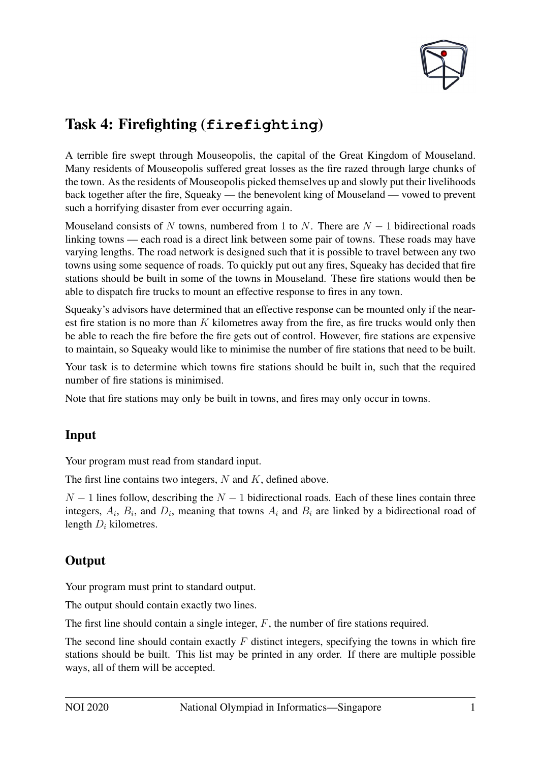# Task 4: Firefighting (firefighting)

A terrible fire swept through Mouseopolis, the capital of the Great Kingdom of Mouseland. Many residents of Mouseopolis suffered great losses as the fire razed through large chunks of the town. As the residents of Mouseopolis picked themselves up and slowly put their livelihoods back together after the fire, Squeaky — the benevolent king of Mouseland — vowed to prevent such a horrifying disaster from ever occurring again.

Mouseland consists of $N$ towns, numbered from 1 to $N$. There are $N - 1$ bidirectional roads linking towns — each road is a direct link between some pair of towns. These roads may have varying lengths. The road network is designed such that it is possible to travel between any two towns using some sequence of roads. To quickly put out any fires, Squeaky has decided that fire stations should be built in some of the towns in Mouseland. These fire stations would then be able to dispatch fire trucks to mount an effective response to fires in any town.

Squeaky's advisors have determined that an effective response can be mounted only if the nearest fire station is no more than $K$ kilometres away from the fire, as fire trucks would only then be able to reach the fire before the fire gets out of control. However, fire stations are expensive to maintain, so Squeaky would like to minimise the number of fire stations that need to be built.

Your task is to determine which towns fire stations should be built in, such that the required number of fire stations is minimised.

Note that fire stations may only be built in towns, and fires may only occur in towns.

## Input

Your program must read from standard input.

The first line contains two integers, $N$ and $K$, defined above.

$N - 1$ lines follow, describing the $N - 1$ bidirectional roads. Each of these lines contain three integers, $A_i$, $B_i$, and $D_i$, meaning that towns $A_i$ and $B_i$ are linked by a bidirectional road of length $D_i$ kilometres.

## Output

Your program must print to standard output.

The output should contain exactly two lines.

The first line should contain a single integer, $F$, the number of fire stations required.

The second line should contain exactly $F$ distinct integers, specifying the towns in which fire stations should be built. This list may be printed in any order. If there are multiple possible ways, all of them will be accepted.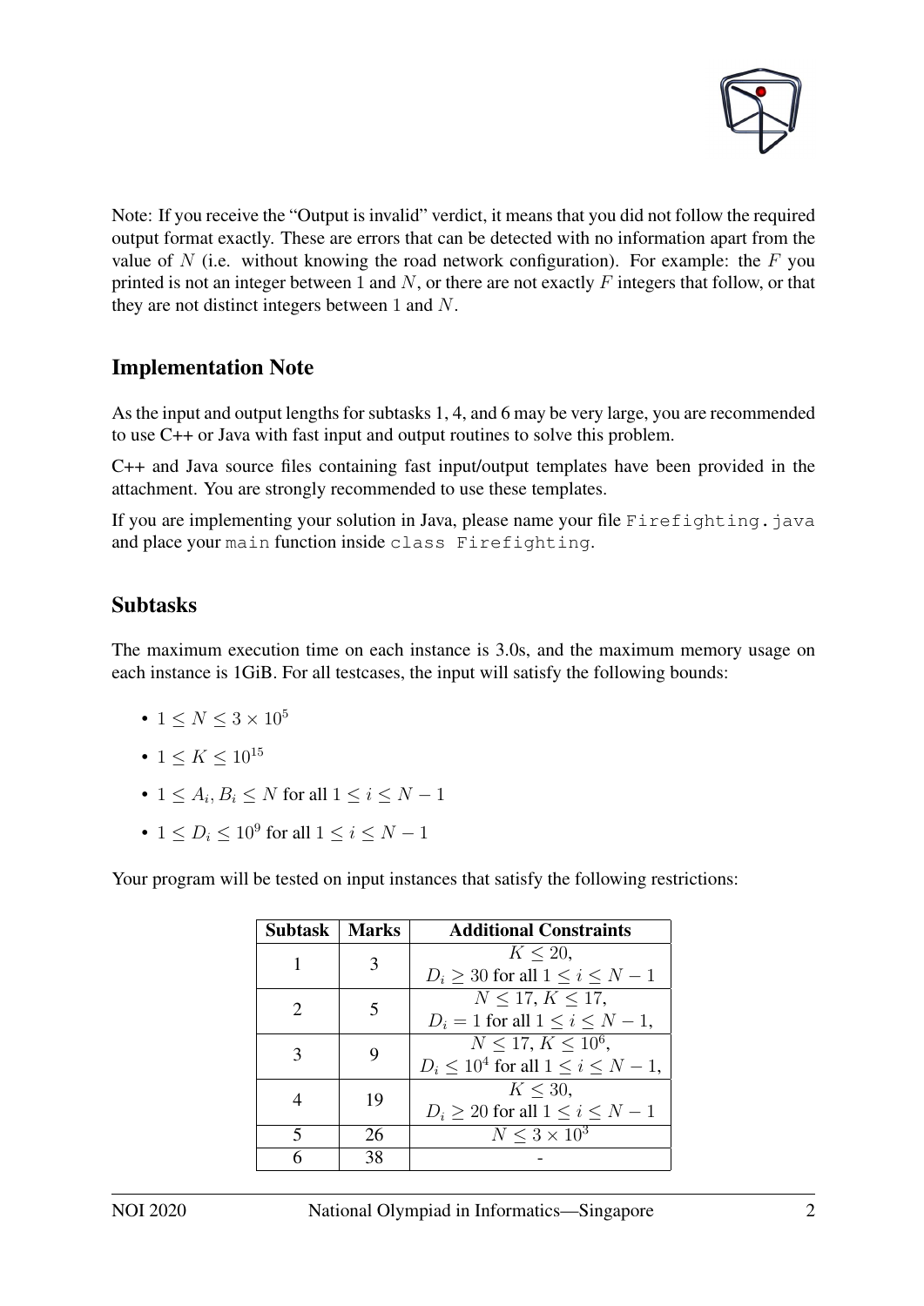Note: If you receive the "Output is invalid" verdict, it means that you did not follow the required output format exactly. These are errors that can be detected with no information apart from the value of $N$ (i.e. without knowing the road network configuration). For example: the $F$ you printed is not an integer between 1 and $N$, or there are not exactly $F$ integers that follow, or that they are not distinct integers between 1 and $N$.

## Implementation Note

As the input and output lengths for subtasks 1, 4, and 6 may be very large, you are recommended to use C++ or Java with fast input and output routines to solve this problem.

C++ and Java source files containing fast input/output templates have been provided in the attachment. You are strongly recommended to use these templates.

If you are implementing your solution in Java, please name your file `Firefighting.java` and place your `main` function inside `class Firefighting`.

## Subtasks

The maximum execution time on each instance is 3.0s, and the maximum memory usage on each instance is 1GiB. For all testcases, the input will satisfy the following bounds:

- $1 \le N \le 3 \times 10^5$
- $1 \le K \le 10^{15}$
- $1 \le A_i, B_i \le N$ for all $1 \le i \le N-1$
- $1 \le D_i \le 10^9$ for all $1 \le i \le N-1$

Your program will be tested on input instances that satisfy the following restrictions:

| Subtask | Marks | Additional Constraints |
|---|---|---|
| 1 | 3 | $K \le 20$, $D_i \ge 30$ for all $1 \le i \le N-1$ |
| 2 | 5 | $N \le 17$, $K \le 17$, $D_i = 1$ for all $1 \le i \le N-1$, |
| 3 | 9 | $N \le 17$, $K \le 10^6$, $D_i \le 10^4$ for all $1 \le i \le N-1$, |
| 4 | 19 | $K \le 30$, $D_i \ge 20$ for all $1 \le i \le N-1$ |
| 5 | 26 | $N \le 3 \times 10^3$ |
| 6 | 38 | - |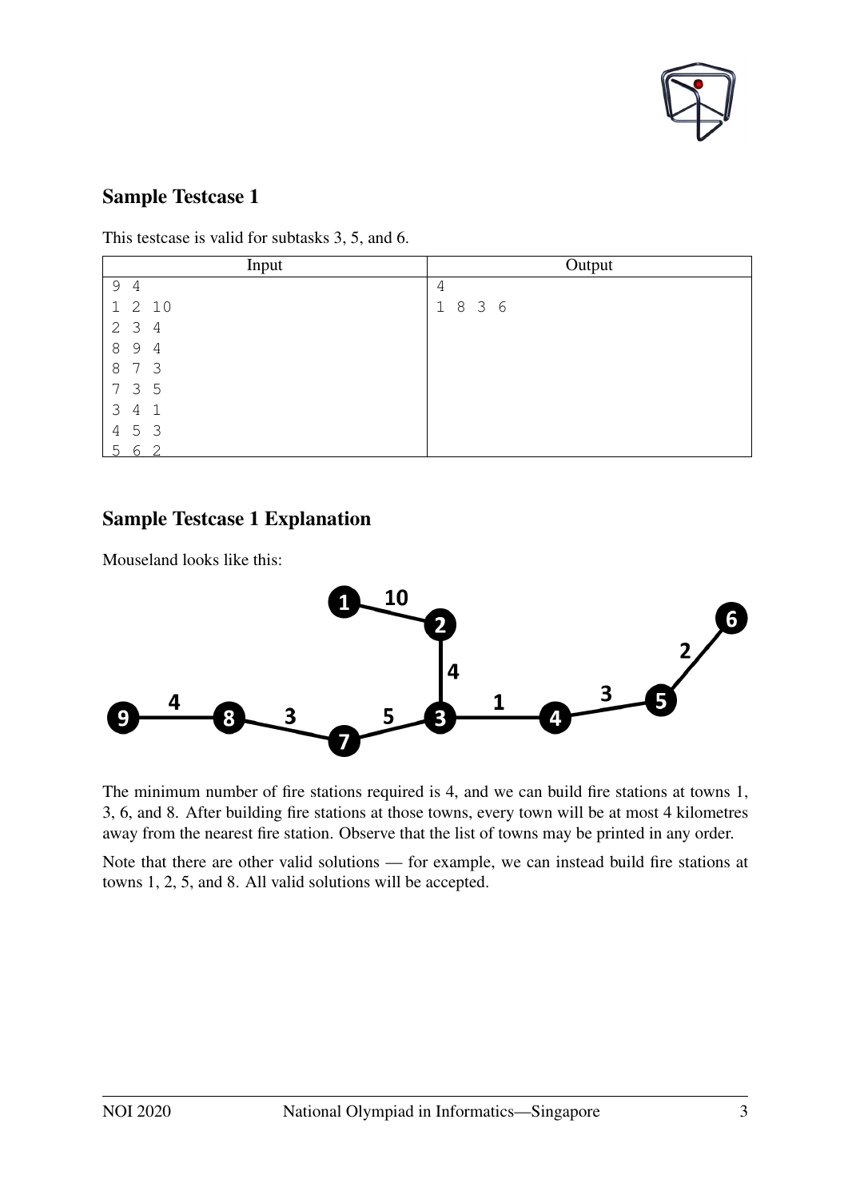## Sample Testcase 1

This testcase is valid for subtasks 3, 5, and 6.

| Input | Output |
|---|---|
| 9 4<br>1 2 10<br>2 3 4<br>8 9 4<br>8 7 3<br>7 3 5<br>3 4 1<br>4 5 3<br>5 6 2 | 4<br>1 8 3 6 |

## Sample Testcase 1 Explanation

Mouseland looks like this:

The minimum number of fire stations required is 4, and we can build fire stations at towns 1, 3, 6, and 8. After building fire stations at those towns, every town will be at most 4 kilometres away from the nearest fire station. Observe that the list of towns may be printed in any order.

Note that there are other valid solutions — for example, we can instead build fire stations at towns 1, 2, 5, and 8. All valid solutions will be accepted.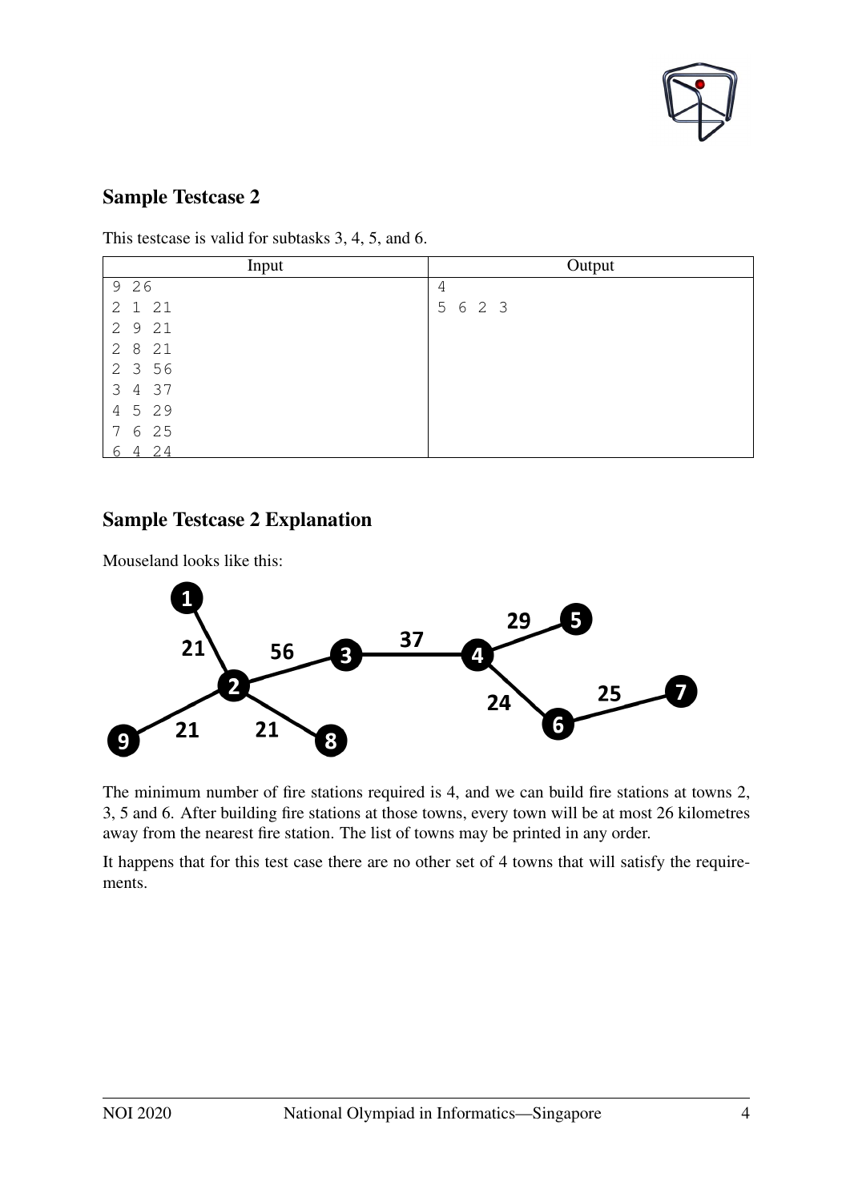## Sample Testcase 2

This testcase is valid for subtasks 3, 4, 5, and 6.

| Input | Output |
| --- | --- |
| 9 26<br>2 1 21<br>2 9 21<br>2 8 21<br>2 3 56<br>3 4 37<br>4 5 29<br>7 6 25<br>6 4 24 | 4<br>5 6 2 3 |

## Sample Testcase 2 Explanation

Mouseland looks like this:

The minimum number of fire stations required is 4, and we can build fire stations at towns 2, 3, 5 and 6. After building fire stations at those towns, every town will be at most 26 kilometres away from the nearest fire station. The list of towns may be printed in any order.

It happens that for this test case there are no other set of 4 towns that will satisfy the requirements.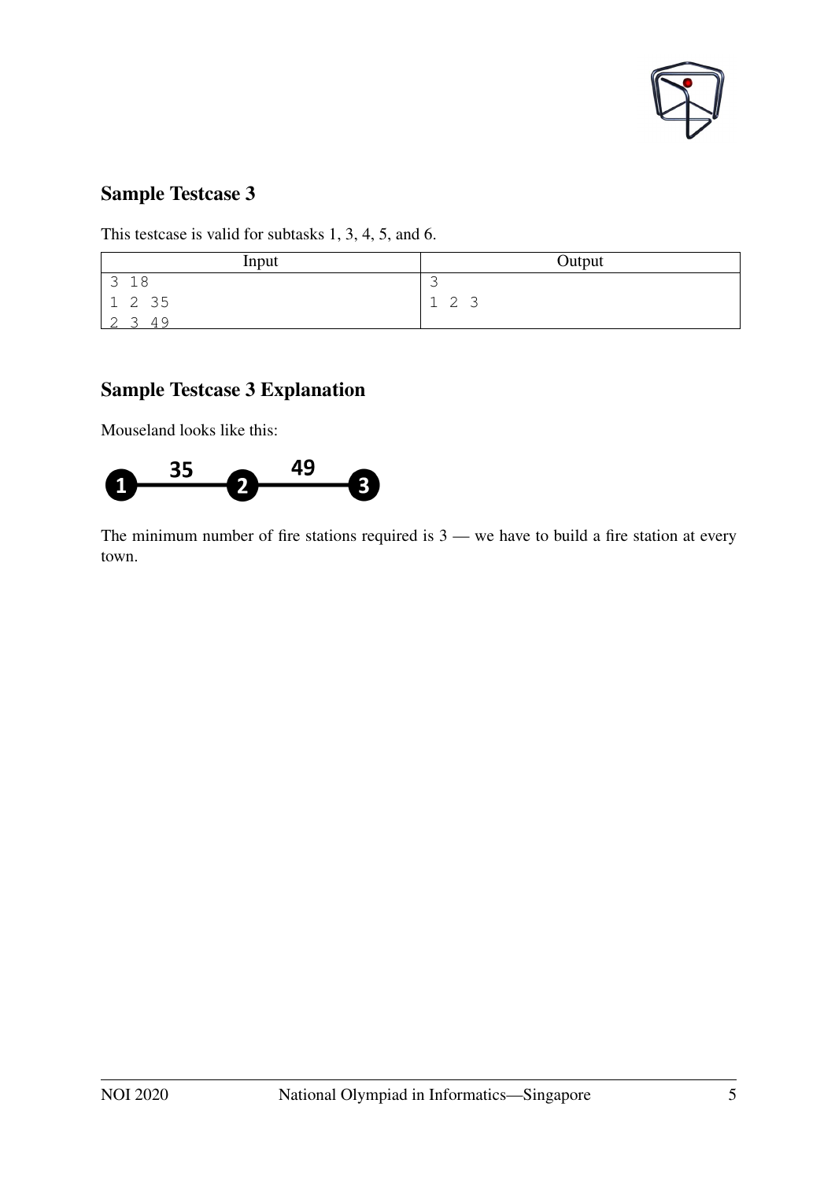## Sample Testcase 3

This testcase is valid for subtasks 1, 3, 4, 5, and 6.

| Input | Output |
|---|---|
| 3 18<br>1 2 35<br>2 3 49 | 3<br>1 2 3 |

## Sample Testcase 3 Explanation

Mouseland looks like this:

The minimum number of fire stations required is 3 — we have to build a fire station at every town.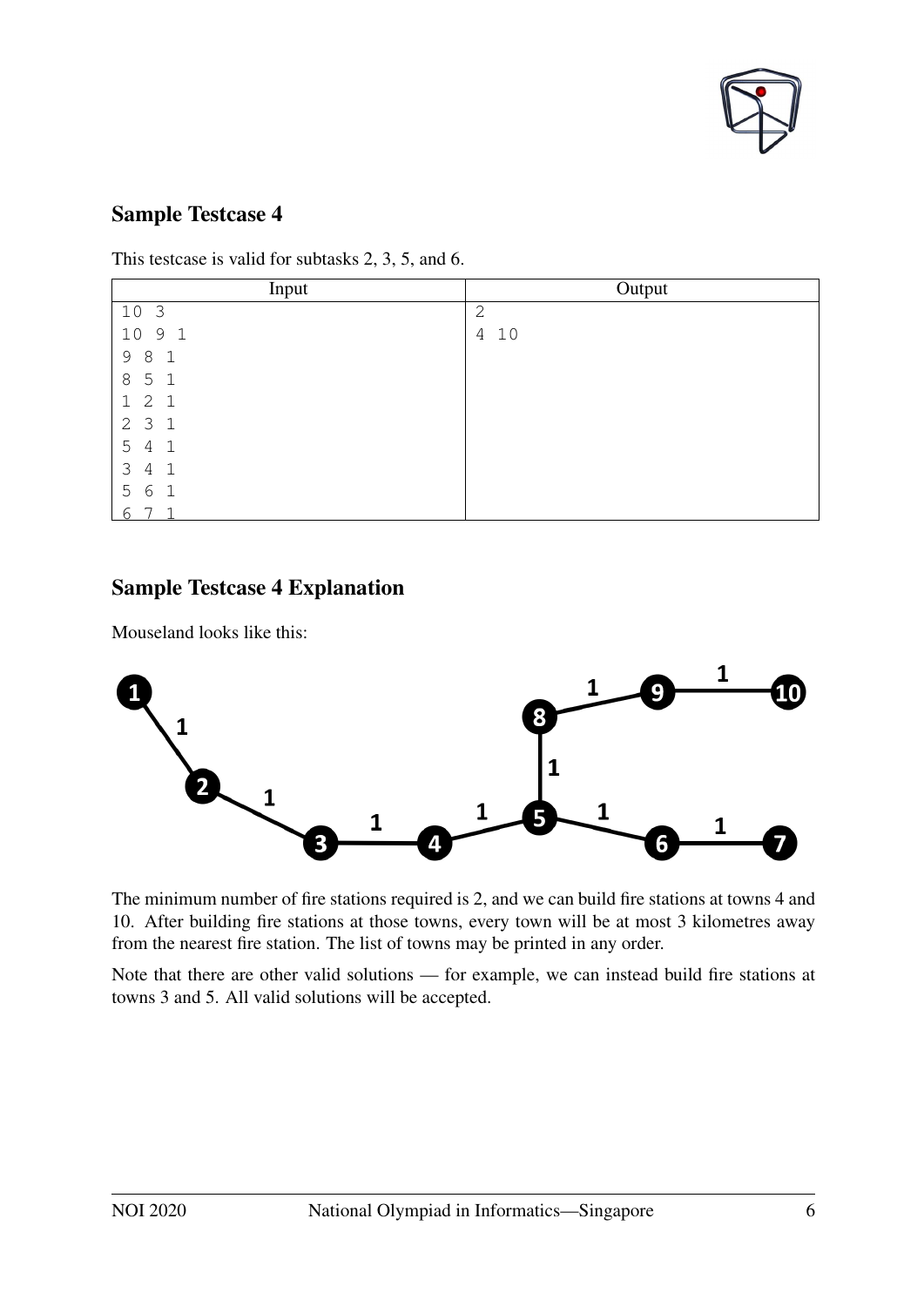## Sample Testcase 4

This testcase is valid for subtasks 2, 3, 5, and 6.

| Input | Output |
|---|---|
| 10 3<br>10 9 1<br>9 8 1<br>8 5 1<br>1 2 1<br>2 3 1<br>5 4 1<br>3 4 1<br>5 6 1<br>6 7 1 | 2<br>4 10 |

## Sample Testcase 4 Explanation

Mouseland looks like this:

1
1
1
1
1
1
1
1
1
1
2
3
4
5
6
7
8
9
10

The minimum number of fire stations required is 2, and we can build fire stations at towns 4 and 10. After building fire stations at those towns, every town will be at most 3 kilometres away from the nearest fire station. The list of towns may be printed in any order.

Note that there are other valid solutions — for example, we can instead build fire stations at towns 3 and 5. All valid solutions will be accepted.